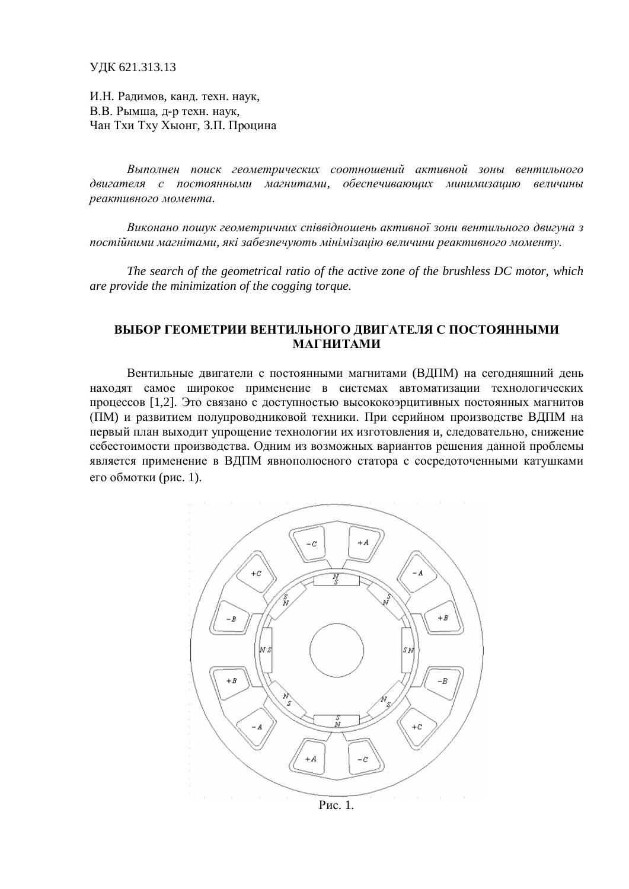УДК 621.313.13

И.Н. Радимов, канд. техн. наук,
В.В. Рымша, д-р техн. наук,
Чан Тхи Тху Хыонг, З.П. Процина

*Выполнен поиск геометрических соотношений активной зоны вентильного двигателя с постоянными магнитами, обеспечивающих минимизацию величины реактивного момента.*

*Виконано пошук геометричних співвідношень активної зони вентильного двигуна з постійними магнітами, які забезпечують мінімізацію величини реактивного моменту.*

*The search of the geometrical ratio of the active zone of the brushless DC motor, which are provide the minimization of the cogging torque.*

## ВЫБОР ГЕОМЕТРИИ ВЕНТИЛЬНОГО ДВИГАТЕЛЯ С ПОСТОЯННЫМИ МАГНИТАМИ

Вентильные двигатели с постоянными магнитами (ВДПМ) на сегодняшний день находят самое широкое применение в системах автоматизации технологических процессов [1,2]. Это связано с доступностью высококоэрцитивных постоянных магнитов (ПМ) и развитием полупроводниковой техники. При серийном производстве ВДПМ на первый план выходит упрощение технологии их изготовления и, следовательно, снижение себестоимости производства. Одним из возможных вариантов решения данной проблемы является применение в ВДПМ явнополюсного статора с сосредоточенными катушками его обмотки (рис. 1).

Рис. 1.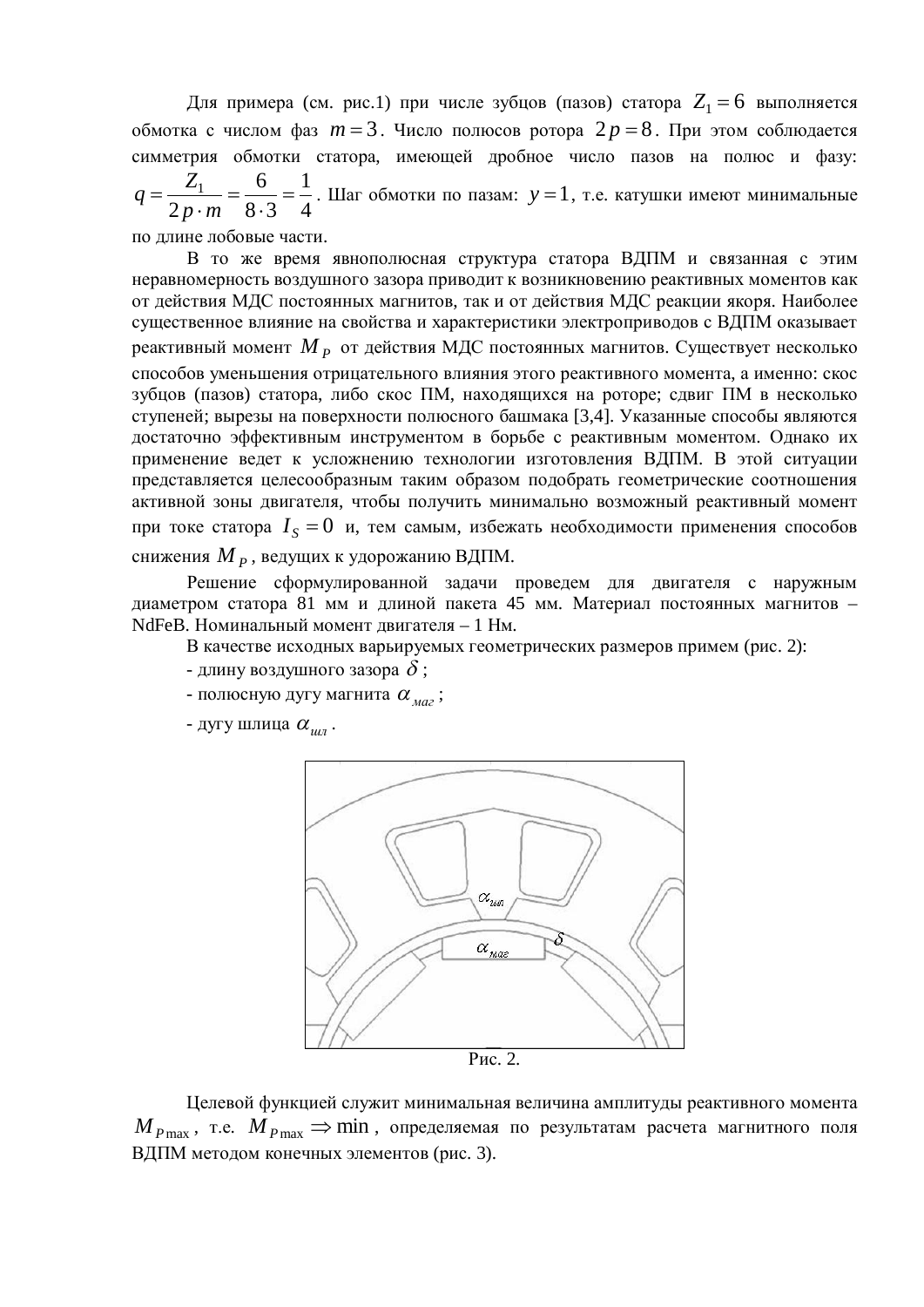Для примера (см. рис.1) при числе зубцов (пазов) статора $Z_1 = 6$ выполняется обмотка с числом фаз $m = 3$. Число полюсов ротора $2p = 8$. При этом соблюдается симметрия обмотки статора, имеющей дробное число пазов на полюс и фазу: $q = \frac{Z_1}{2p \cdot m} = \frac{6}{8 \cdot 3} = \frac{1}{4}$. Шаг обмотки по пазам: $y = 1$, т.е. катушки имеют минимальные по длине лобовые части.

В то же время явнополюсная структура статора ВДПМ и связанная с этим неравномерность воздушного зазора приводит к возникновению реактивных моментов как от действия МДС постоянных магнитов, так и от действия МДС реакции якоря. Наиболее существенное влияние на свойства и характеристики электроприводов с ВДПМ оказывает реактивный момент $M_P$ от действия МДС постоянных магнитов. Существует несколько способов уменьшения отрицательного влияния этого реактивного момента, а именно: скос зубцов (пазов) статора, либо скос ПМ, находящихся на роторе; сдвиг ПМ в несколько ступеней; вырезы на поверхности полюсного башмака [3,4]. Указанные способы являются достаточно эффективным инструментом в борьбе с реактивным моментом. Однако их применение ведет к усложнению технологии изготовления ВДПМ. В этой ситуации представляется целесообразным таким образом подобрать геометрические соотношения активной зоны двигателя, чтобы получить минимально возможный реактивный момент при токе статора $I_S = 0$ и, тем самым, избежать необходимости применения способов снижения $M_P$, ведущих к удорожанию ВДПМ.

Решение сформулированной задачи проведем для двигателя с наружным диаметром статора 81 мм и длиной пакета 45 мм. Материал постоянных магнитов – NdFeB. Номинальный момент двигателя – 1 Нм.

В качестве исходных варьируемых геометрических размеров примем (рис. 2):

- длину воздушного зазора $\delta$;
- полюсную дугу магнита $\alpha_{маг}$;
- дугу шлица $\alpha_{шл}$.

Рис. 2.

Целевой функцией служит минимальная величина амплитуды реактивного момента $M_{P\max}$, т.е. $M_{P\max} \Rightarrow \min$, определяемая по результатам расчета магнитного поля ВДПМ методом конечных элементов (рис. 3).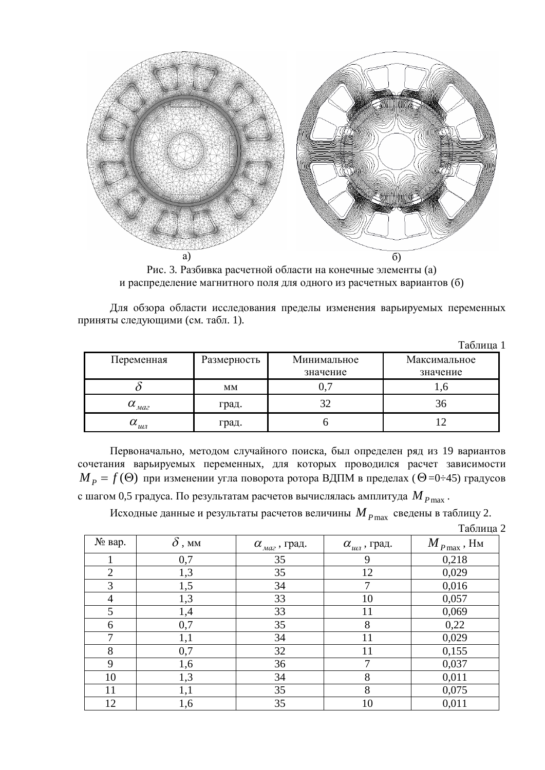а) б)

Рис. 3. Разбивка расчетной области на конечные элементы (а) и распределение магнитного поля для одного из расчетных вариантов (б)

Для обзора области исследования пределы изменения варьируемых переменных приняты следующими (см. табл. 1).

Таблица 1

| Переменная | Размерность | Минимальное значение | Максимальное значение |
|---|---|---|---|
| $\delta$ | мм | 0,7 | 1,6 |
| $\alpha_{маг}$ | град. | 32 | 36 |
| $\alpha_{шл}$ | град. | 6 | 12 |

Первоначально, методом случайного поиска, был определен ряд из 19 вариантов сочетания варьируемых переменных, для которых проводился расчет зависимости $M_P = f(\Theta)$ при изменении угла поворота ротора ВДПМ в пределах ($\Theta$=0÷45) градусов с шагом 0,5 градуса. По результатам расчетов вычислялась амплитуда $M_{P\max}$.

Исходные данные и результаты расчетов величины $M_{P\max}$ сведены в таблицу 2.

Таблица 2

| № вар. | $\delta$, мм | $\alpha_{маг}$, град. | $\alpha_{шл}$, град. | $M_{P\max}$, Нм |
|---|---|---|---|---|
| 1 | 0,7 | 35 | 9 | 0,218 |
| 2 | 1,3 | 35 | 12 | 0,029 |
| 3 | 1,5 | 34 | 7 | 0,016 |
| 4 | 1,3 | 33 | 10 | 0,057 |
| 5 | 1,4 | 33 | 11 | 0,069 |
| 6 | 0,7 | 35 | 8 | 0,22 |
| 7 | 1,1 | 34 | 11 | 0,029 |
| 8 | 0,7 | 32 | 11 | 0,155 |
| 9 | 1,6 | 36 | 7 | 0,037 |
| 10 | 1,3 | 34 | 8 | 0,011 |
| 11 | 1,1 | 35 | 8 | 0,075 |
| 12 | 1,6 | 35 | 10 | 0,011 |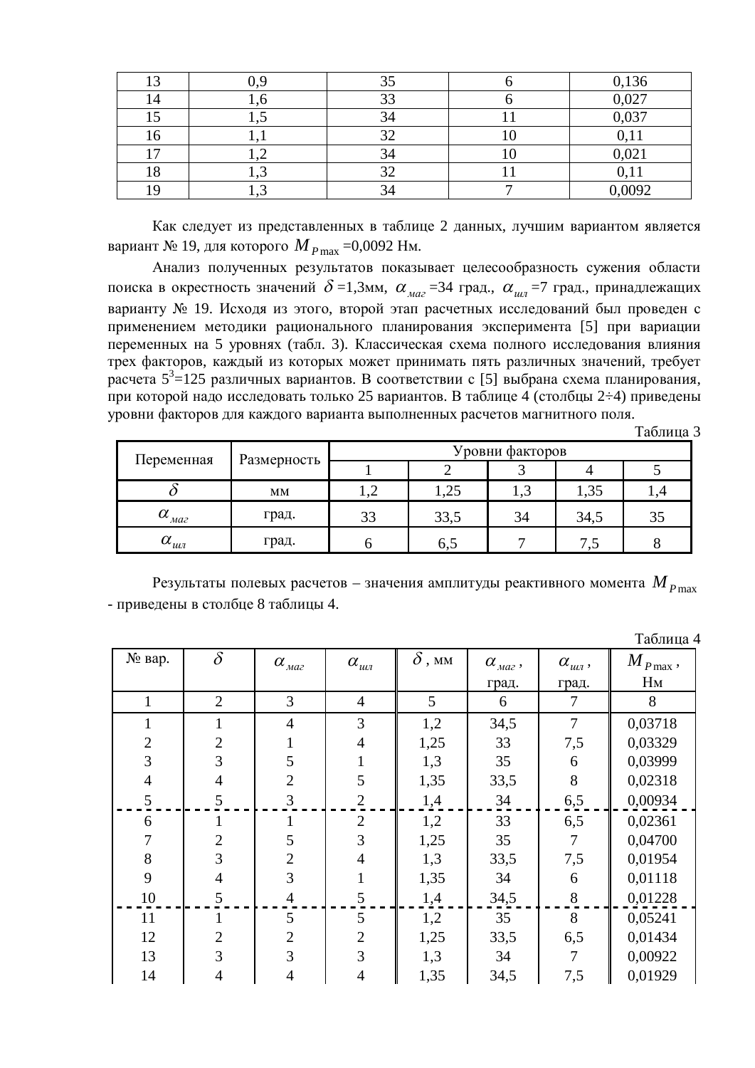| 13 | 0,9 | 35 | 6 | 0,136 |
|---|---|---|---|---|
| 14 | 1,6 | 33 | 6 | 0,027 |
| 15 | 1,5 | 34 | 11 | 0,037 |
| 16 | 1,1 | 32 | 10 | 0,11 |
| 17 | 1,2 | 34 | 10 | 0,021 |
| 18 | 1,3 | 32 | 11 | 0,11 |
| 19 | 1,3 | 34 | 7 | 0,0092 |

Как следует из представленных в таблице 2 данных, лучшим вариантом является вариант № 19, для которого $M_{P\max}$ =0,0092 Нм.

Анализ полученных результатов показывает целесообразность сужения области поиска в окрестность значений $\delta$ =1,3мм, $\alpha_{маг}$ =34 град., $\alpha_{шл}$ =7 град., принадлежащих варианту № 19. Исходя из этого, второй этап расчетных исследований был проведен с применением методики рационального планирования эксперимента [5] при вариации переменных на 5 уровнях (табл. 3). Классическая схема полного исследования влияния трех факторов, каждый из которых может принимать пять различных значений, требует расчета $5^3$=125 различных вариантов. В соответствии с [5] выбрана схема планирования, при которой надо исследовать только 25 вариантов. В таблице 4 (столбцы 2÷4) приведены уровни факторов для каждого варианта выполненных расчетов магнитного поля.

Таблица 3

| Переменная | Размерность | Уровни факторов | | | | |
|---|---|---|---|---|---|---|
| | | 1 | 2 | 3 | 4 | 5 |
| $\delta$ | мм | 1,2 | 1,25 | 1,3 | 1,35 | 1,4 |
| $\alpha_{маг}$ | град. | 33 | 33,5 | 34 | 34,5 | 35 |
| $\alpha_{шл}$ | град. | 6 | 6,5 | 7 | 7,5 | 8 |

Результаты полевых расчетов – значения амплитуды реактивного момента $M_{P\max}$ - приведены в столбце 8 таблицы 4.

Таблица 4

| № вар. | $\delta$ | $\alpha_{маг}$ | $\alpha_{шл}$ | $\delta$, мм | $\alpha_{маг}$, град. | $\alpha_{шл}$, град. | $M_{P\max}$, Нм |
|---|---|---|---|---|---|---|---|
| 1 | 2 | 3 | 4 | 5 | 6 | 7 | 8 |
| 1 | 1 | 4 | 3 | 1,2 | 34,5 | 7 | 0,03718 |
| 2 | 2 | 1 | 4 | 1,25 | 33 | 7,5 | 0,03329 |
| 3 | 3 | 5 | 1 | 1,3 | 35 | 6 | 0,03999 |
| 4 | 4 | 2 | 5 | 1,35 | 33,5 | 8 | 0,02318 |
| 5 | 5 | 3 | 2 | 1,4 | 34 | 6,5 | 0,00934 |
| 6 | 1 | 1 | 2 | 1,2 | 33 | 6,5 | 0,02361 |
| 7 | 2 | 5 | 3 | 1,25 | 35 | 7 | 0,04700 |
| 8 | 3 | 2 | 4 | 1,3 | 33,5 | 7,5 | 0,01954 |
| 9 | 4 | 3 | 1 | 1,35 | 34 | 6 | 0,01118 |
| 10 | 5 | 4 | 5 | 1,4 | 34,5 | 8 | 0,01228 |
| 11 | 1 | 5 | 5 | 1,2 | 35 | 8 | 0,05241 |
| 12 | 2 | 2 | 2 | 1,25 | 33,5 | 6,5 | 0,01434 |
| 13 | 3 | 3 | 3 | 1,3 | 34 | 7 | 0,00922 |
| 14 | 4 | 4 | 4 | 1,35 | 34,5 | 7,5 | 0,01929 |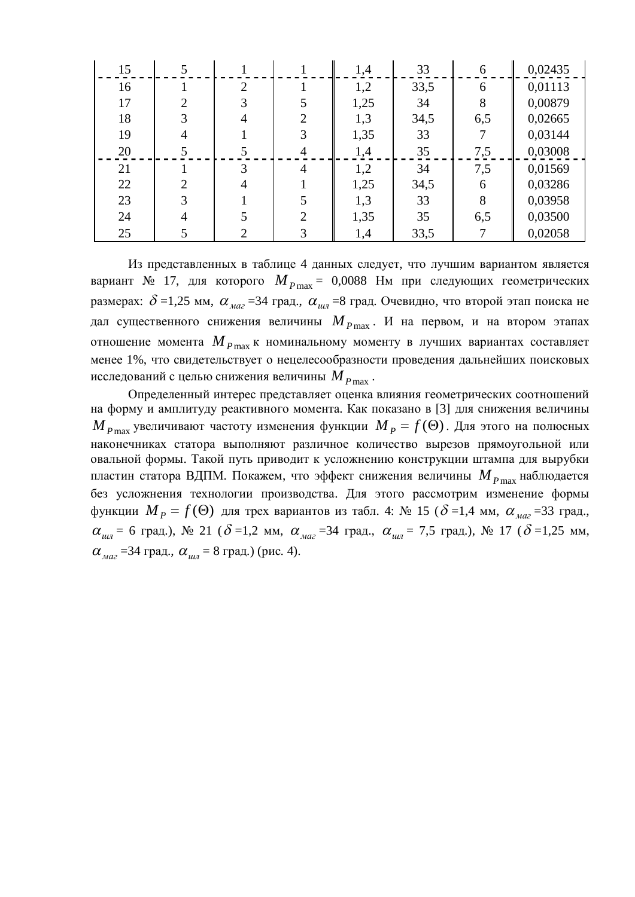| | | | | | | | |
|---|---|---|---|---|---|---|---|
| 15 | 5 | 1 | 1 | 1,4 | 33 | 6 | 0,02435 |
| 16 | 1 | 2 | 1 | 1,2 | 33,5 | 6 | 0,01113 |
| 17 | 2 | 3 | 5 | 1,25 | 34 | 8 | 0,00879 |
| 18 | 3 | 4 | 2 | 1,3 | 34,5 | 6,5 | 0,02665 |
| 19 | 4 | 1 | 3 | 1,35 | 33 | 7 | 0,03144 |
| 20 | 5 | 5 | 4 | 1,4 | 35 | 7,5 | 0,03008 |
| 21 | 1 | 3 | 4 | 1,2 | 34 | 7,5 | 0,01569 |
| 22 | 2 | 4 | 1 | 1,25 | 34,5 | 6 | 0,03286 |
| 23 | 3 | 1 | 5 | 1,3 | 33 | 8 | 0,03958 |
| 24 | 4 | 5 | 2 | 1,35 | 35 | 6,5 | 0,03500 |
| 25 | 5 | 2 | 3 | 1,4 | 33,5 | 7 | 0,02058 |

Из представленных в таблице 4 данных следует, что лучшим вариантом является вариант № 17, для которого $M_{P\max}$ = 0,0088 Нм при следующих геометрических размерах: $\delta$ =1,25 мм, $\alpha_{маг}$ =34 град., $\alpha_{шл}$ =8 град. Очевидно, что второй этап поиска не дал существенного снижения величины $M_{P\max}$. И на первом, и на втором этапах отношение момента $M_{P\max}$ к номинальному моменту в лучших вариантах составляет менее 1%, что свидетельствует о нецелесообразности проведения дальнейших поисковых исследований с целью снижения величины $M_{P\max}$.

Определенный интерес представляет оценка влияния геометрических соотношений на форму и амплитуду реактивного момента. Как показано в [3] для снижения величины $M_{P\max}$ увеличивают частоту изменения функции $M_P = f(\Theta)$. Для этого на полюсных наконечниках статора выполняют различное количество вырезов прямоугольной или овальной формы. Такой путь приводит к усложнению конструкции штампа для вырубки пластин статора ВДПМ. Покажем, что эффект снижения величины $M_{P\max}$ наблюдается без усложнения технологии производства. Для этого рассмотрим изменение формы функции $M_P = f(\Theta)$ для трех вариантов из табл. 4: № 15 ($\delta$ =1,4 мм, $\alpha_{маг}$ =33 град., $\alpha_{шл}$ = 6 град.), № 21 ($\delta$ =1,2 мм, $\alpha_{маг}$ =34 град., $\alpha_{шл}$ = 7,5 град.), № 17 ($\delta$ =1,25 мм, $\alpha_{маг}$ =34 град., $\alpha_{шл}$ = 8 град.) (рис. 4).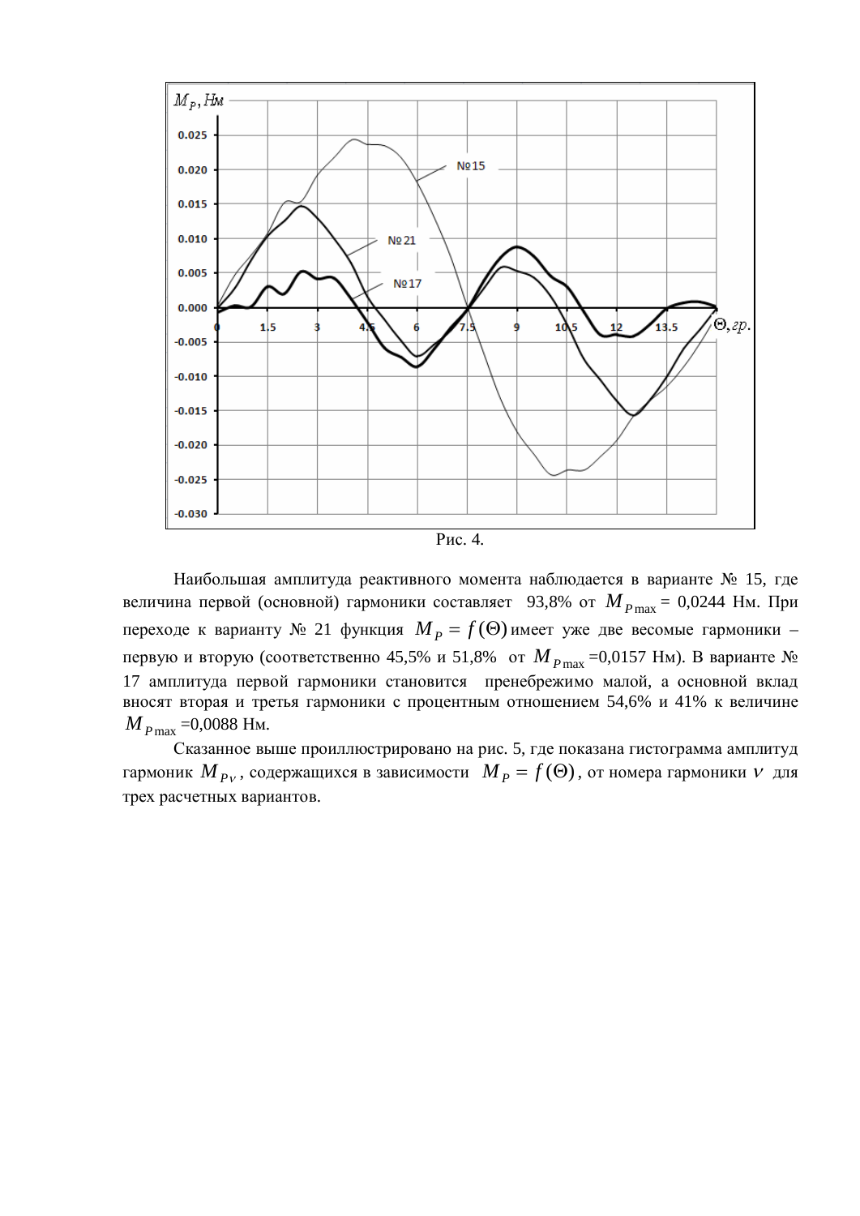Рис. 4.

Наибольшая амплитуда реактивного момента наблюдается в варианте № 15, где величина первой (основной) гармоники составляет 93,8% от $M_{P\max}$ = 0,0244 Нм. При переходе к варианту № 21 функция $M_P = f(\Theta)$ имеет уже две весомые гармоники – первую и вторую (соответственно 45,5% и 51,8% от $M_{P\max}$ =0,0157 Нм). В варианте № 17 амплитуда первой гармоники становится пренебрежимо малой, а основной вклад вносят вторая и третья гармоники с процентным отношением 54,6% и 41% к величине $M_{P\max}$ =0,0088 Нм.

Сказанное выше проиллюстрировано на рис. 5, где показана гистограмма амплитуд гармоник $M_{P\nu}$, содержащихся в зависимости $M_P = f(\Theta)$, от номера гармоники $\nu$ для трех расчетных вариантов.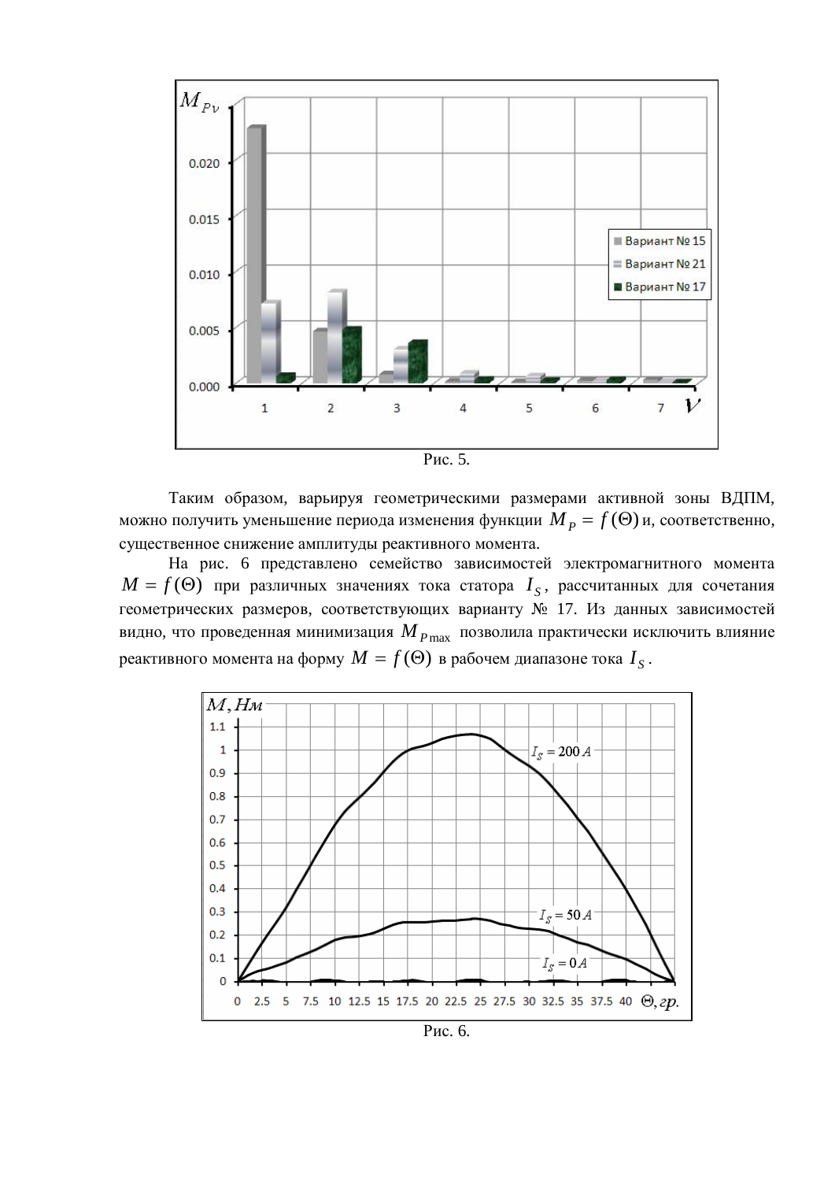Рис. 5.

Таким образом, варьируя геометрическими размерами активной зоны ВДПМ, можно получить уменьшение периода изменения функции $M_P = f(\Theta)$ и, соответственно, существенное снижение амплитуды реактивного момента.

На рис. 6 представлено семейство зависимостей электромагнитного момента $M = f(\Theta)$ при различных значениях тока статора $I_S$, рассчитанных для сочетания геометрических размеров, соответствующих варианту № 17. Из данных зависимостей видно, что проведенная минимизация $M_{P\max}$ позволила практически исключить влияние реактивного момента на форму $M = f(\Theta)$ в рабочем диапазоне тока $I_S$.

Рис. 6.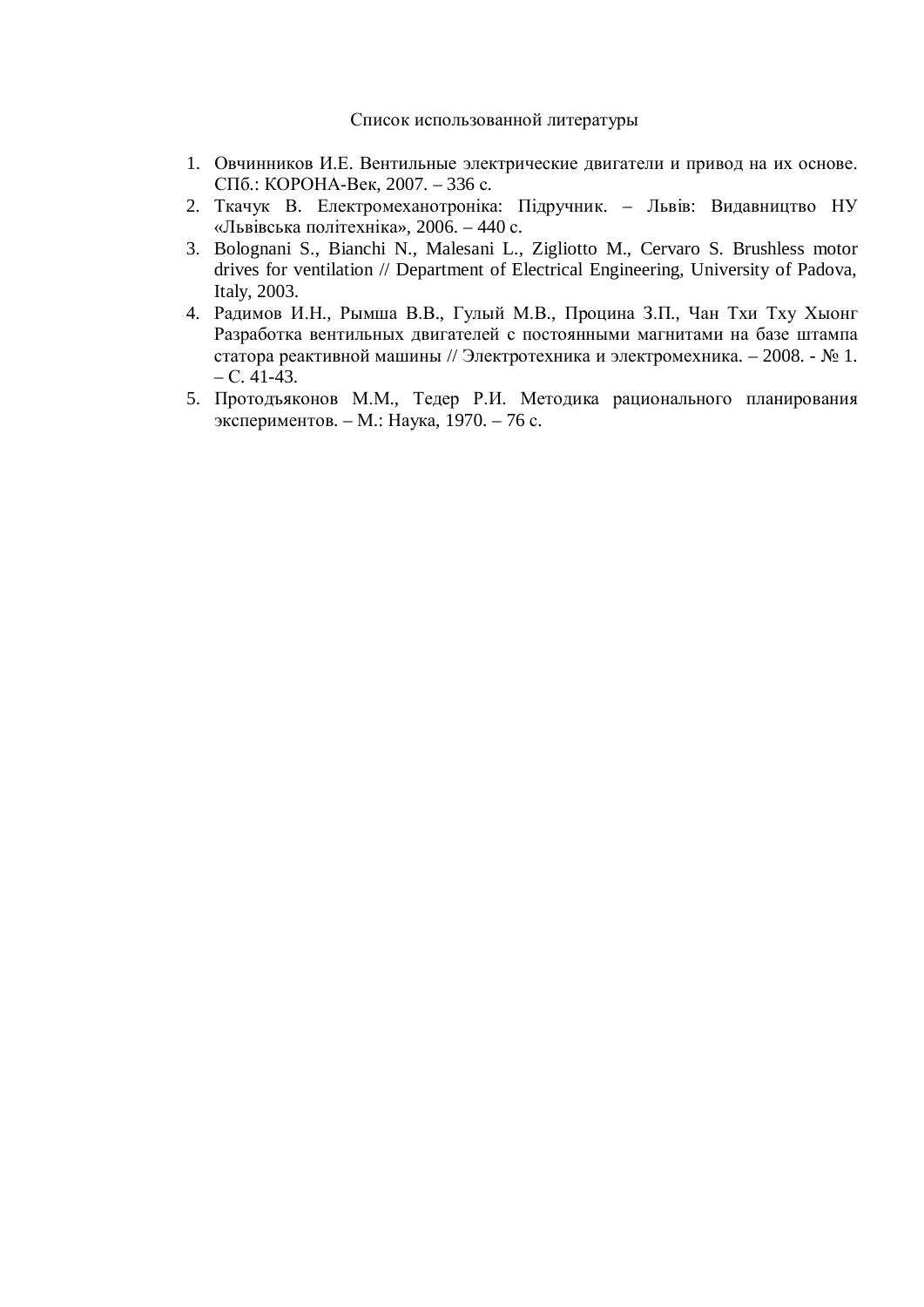# Список использованной литературы

1. Овчинников И.Е. Вентильные электрические двигатели и привод на их основе. СПб.: КОРОНА-Век, 2007. – 336 с.
2. Ткачук В. Електромеханотроніка: Підручник. – Львів: Видавництво НУ «Львівська політехніка», 2006. – 440 с.
3. Bolognani S., Bianchi N., Malesani L., Zigliotto M., Cervaro S. Brushless motor drives for ventilation // Department of Electrical Engineering, University of Padova, Italy, 2003.
4. Радимов И.Н., Рымша В.В., Гулый М.В., Процина З.П., Чан Тхи Тху Хыонг Разработка вентильных двигателей с постоянными магнитами на базе штампа статора реактивной машины // Электротехника и электромехника. – 2008. - № 1. – С. 41-43.
5. Протодъяконов М.М., Тедер Р.И. Методика рационального планирования экспериментов. – М.: Наука, 1970. – 76 с.